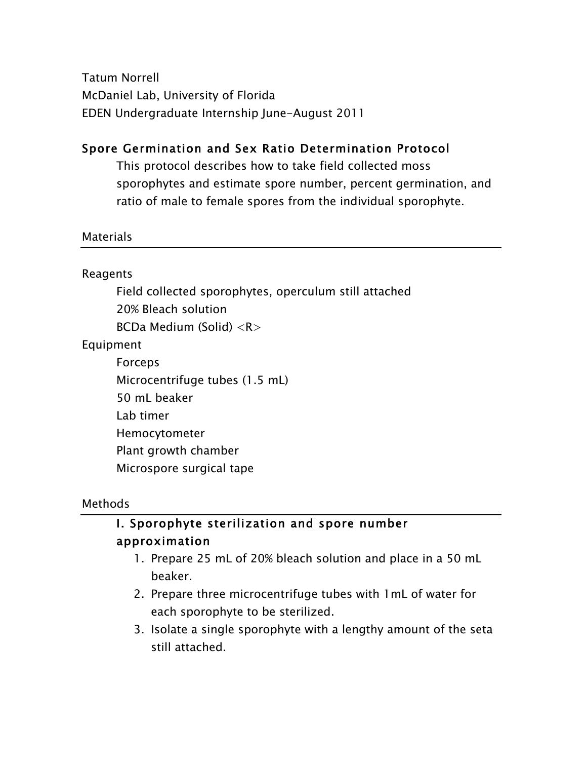Tatum Norrell
McDaniel Lab, University of Florida
EDEN Undergraduate Internship June-August 2011

## Spore Germination and Sex Ratio Determination Protocol

This protocol describes how to take field collected moss sporophytes and estimate spore number, percent germination, and ratio of male to female spores from the individual sporophyte.

### Materials

Reagents

- Field collected sporophytes, operculum still attached
- 20% Bleach solution
- BCDa Medium (Solid) <R>

Equipment

- Forceps
- Microcentrifuge tubes (1.5 mL)
- 50 mL beaker
- Lab timer
- Hemocytometer
- Plant growth chamber
- Microspore surgical tape

### Methods

#### I. Sporophyte sterilization and spore number approximation

1. Prepare 25 mL of 20% bleach solution and place in a 50 mL beaker.
2. Prepare three microcentrifuge tubes with 1mL of water for each sporophyte to be sterilized.
3. Isolate a single sporophyte with a lengthy amount of the seta still attached.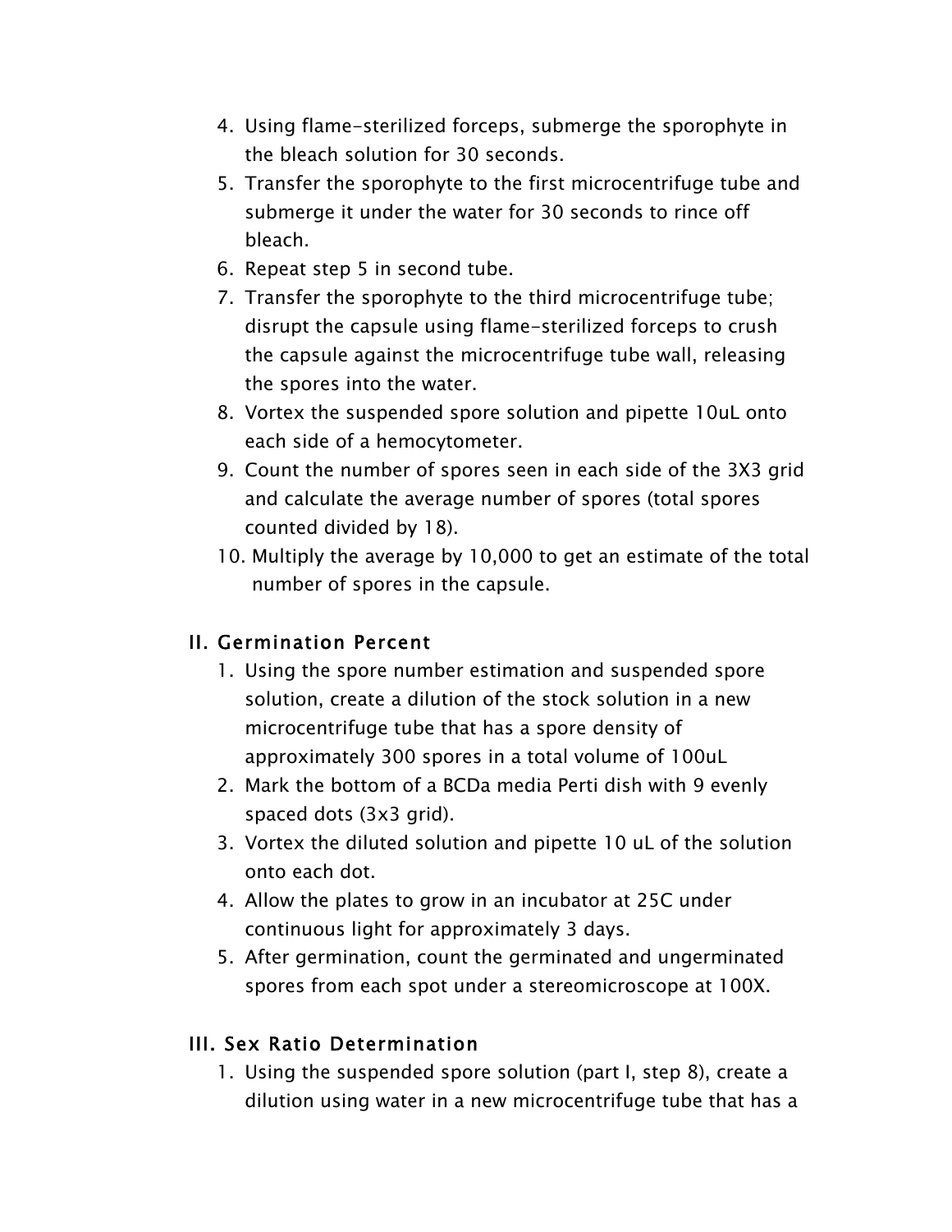4. Using flame-sterilized forceps, submerge the sporophyte in the bleach solution for 30 seconds.
5. Transfer the sporophyte to the first microcentrifuge tube and submerge it under the water for 30 seconds to rince off bleach.
6. Repeat step 5 in second tube.
7. Transfer the sporophyte to the third microcentrifuge tube; disrupt the capsule using flame-sterilized forceps to crush the capsule against the microcentrifuge tube wall, releasing the spores into the water.
8. Vortex the suspended spore solution and pipette 10uL onto each side of a hemocytometer.
9. Count the number of spores seen in each side of the 3X3 grid and calculate the average number of spores (total spores counted divided by 18).
10. Multiply the average by 10,000 to get an estimate of the total number of spores in the capsule.

## II. Germination Percent

1. Using the spore number estimation and suspended spore solution, create a dilution of the stock solution in a new microcentrifuge tube that has a spore density of approximately 300 spores in a total volume of 100uL
2. Mark the bottom of a BCDa media Perti dish with 9 evenly spaced dots (3x3 grid).
3. Vortex the diluted solution and pipette 10 uL of the solution onto each dot.
4. Allow the plates to grow in an incubator at 25C under continuous light for approximately 3 days.
5. After germination, count the germinated and ungerminated spores from each spot under a stereomicroscope at 100X.

## III. Sex Ratio Determination

1. Using the suspended spore solution (part I, step 8), create a dilution using water in a new microcentrifuge tube that has a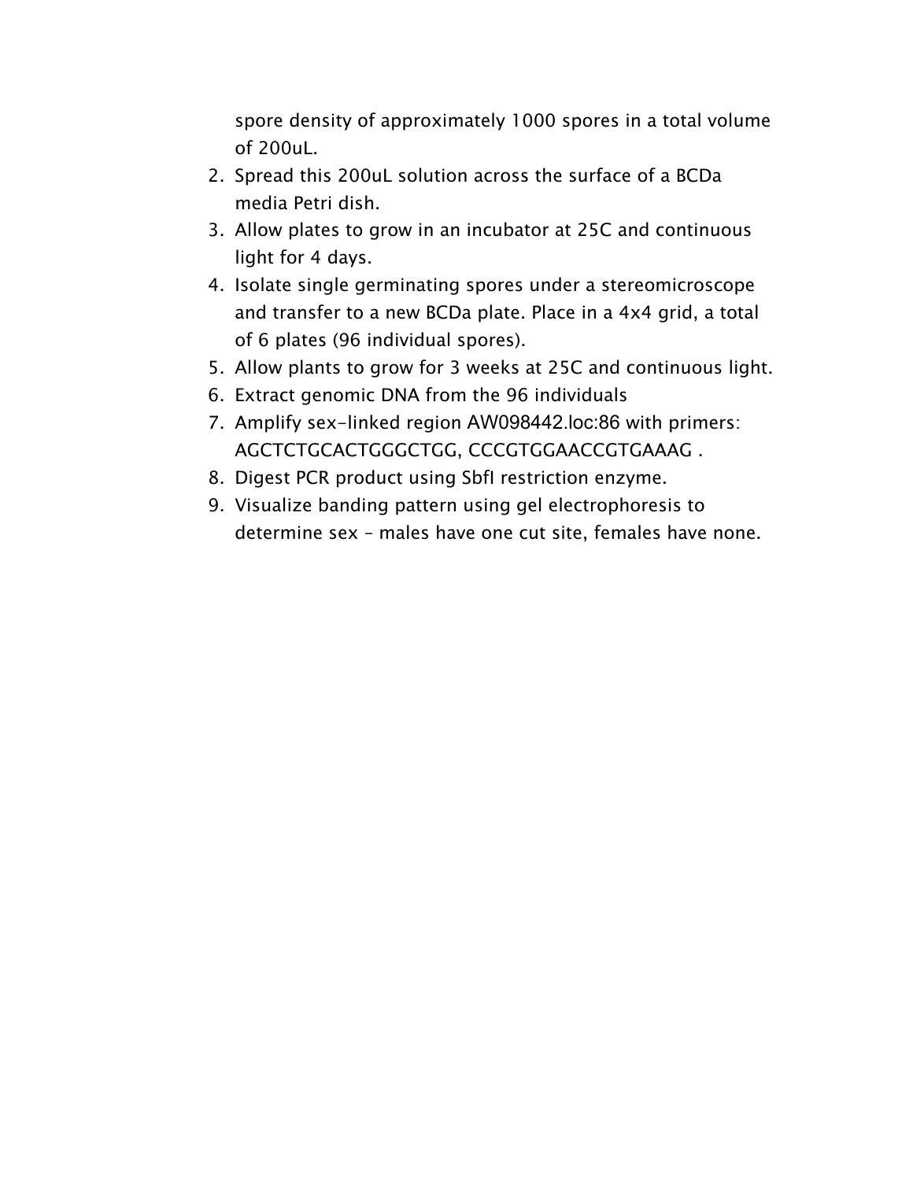spore density of approximately 1000 spores in a total volume of 200uL.

2. Spread this 200uL solution across the surface of a BCDa media Petri dish.
3. Allow plates to grow in an incubator at 25C and continuous light for 4 days.
4. Isolate single germinating spores under a stereomicroscope and transfer to a new BCDa plate. Place in a 4x4 grid, a total of 6 plates (96 individual spores).
5. Allow plants to grow for 3 weeks at 25C and continuous light.
6. Extract genomic DNA from the 96 individuals
7. Amplify sex-linked region AW098442.loc:86 with primers: AGCTCTGCACTGGGCTGG, CCCGTGGAACCGTGAAAG .
8. Digest PCR product using SbfI restriction enzyme.
9. Visualize banding pattern using gel electrophoresis to determine sex – males have one cut site, females have none.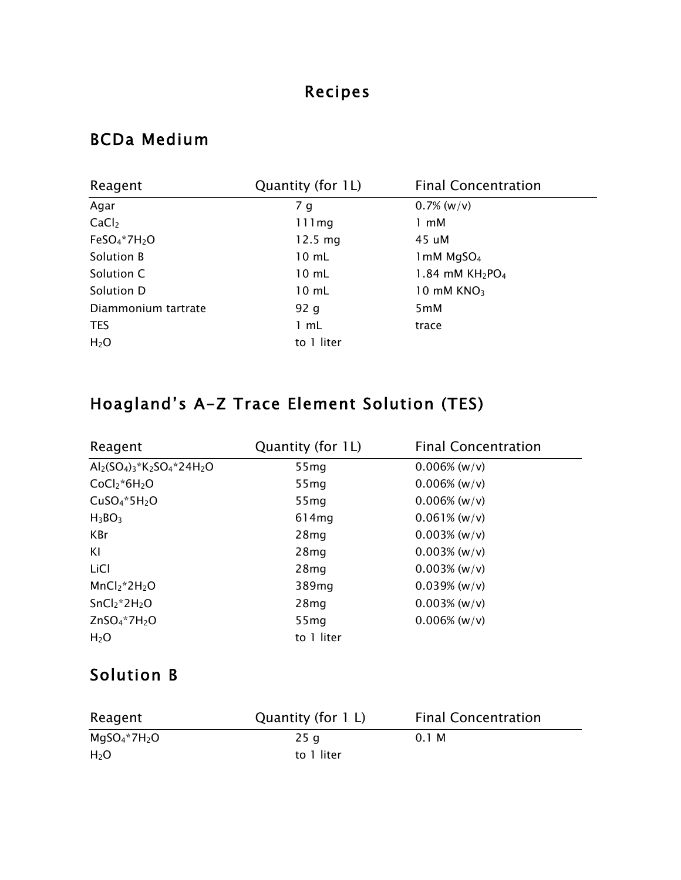# Recipes

## BCDa Medium

| Reagent | Quantity (for 1L) | Final Concentration |
|---|---|---|
| Agar | 7 g | 0.7% (w/v) |
| $CaCl_2$ | 111mg | 1 mM |
| $FeSO_4$*$7H_2O$ | 12.5 mg | 45 uM |
| Solution B | 10 mL | 1mM $MgSO_4$ |
| Solution C | 10 mL | 1.84 mM $KH_2PO_4$ |
| Solution D | 10 mL | 10 mM $KNO_3$ |
| Diammonium tartrate | 92 g | 5mM |
| TES | 1 mL | trace |
| $H_2O$ | to 1 liter | |

## Hoagland's A-Z Trace Element Solution (TES)

| Reagent | Quantity (for 1L) | Final Concentration |
|---|---|---|
| $Al_2(SO_4)_3$*$K_2SO_4$*$24H_2O$ | 55mg | 0.006% (w/v) |
| $CoCl_2$*$6H_2O$ | 55mg | 0.006% (w/v) |
| $CuSO_4$*$5H_2O$ | 55mg | 0.006% (w/v) |
| $H_3BO_3$ | 614mg | 0.061% (w/v) |
| KBr | 28mg | 0.003% (w/v) |
| KI | 28mg | 0.003% (w/v) |
| LiCl | 28mg | 0.003% (w/v) |
| $MnCl_2$*$2H_2O$ | 389mg | 0.039% (w/v) |
| $SnCl_2$*$2H_2O$ | 28mg | 0.003% (w/v) |
| $ZnSO_4$*$7H_2O$ | 55mg | 0.006% (w/v) |
| $H_2O$ | to 1 liter | |

## Solution B

| Reagent | Quantity (for 1 L) | Final Concentration |
|---|---|---|
| $MgSO_4$*$7H_2O$ | 25 g | 0.1 M |
| $H_2O$ | to 1 liter | |